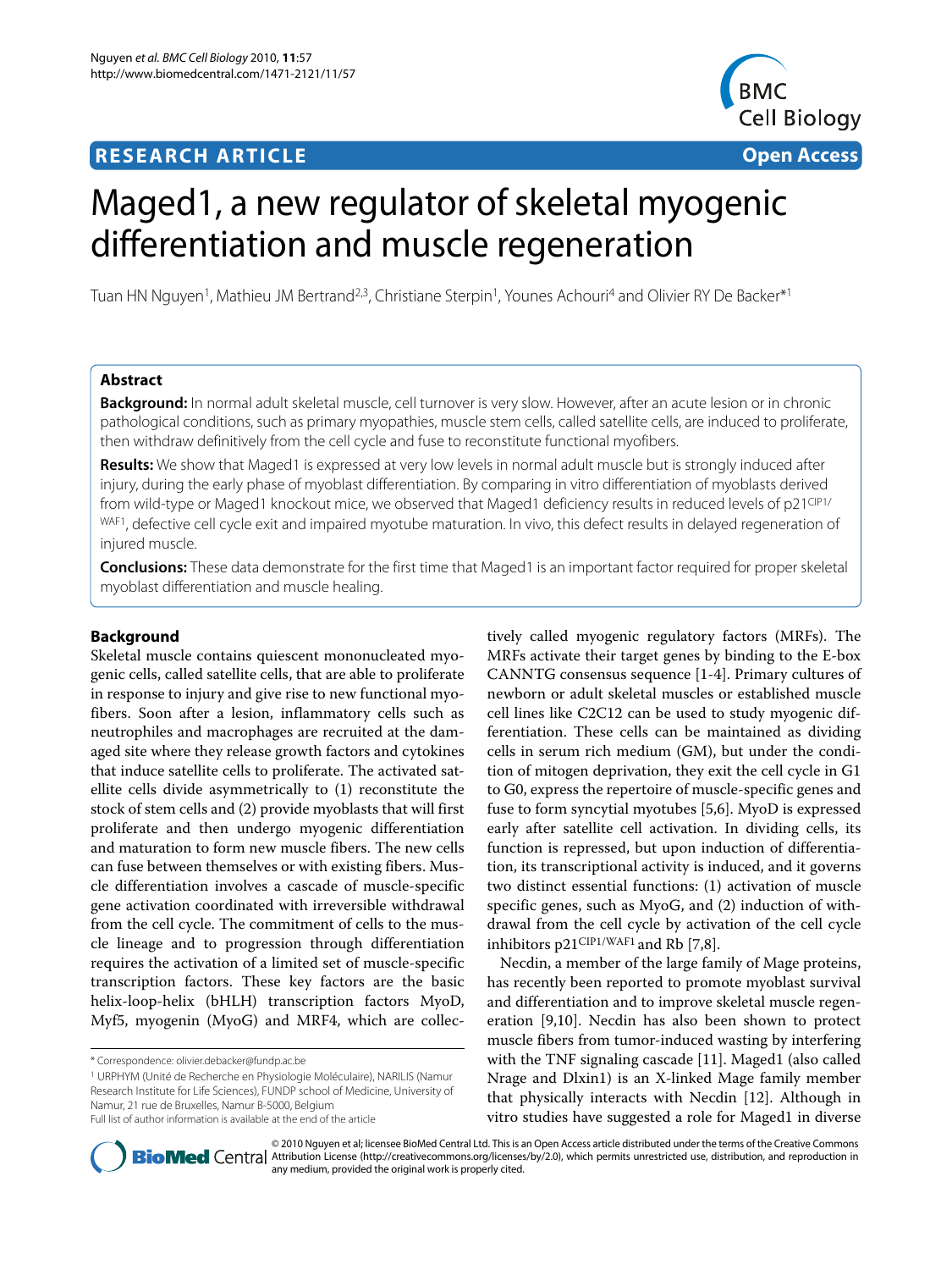# Maged1, a new regulator of skeletal myogenic differentiation and muscle regeneration

Tuan HN Nguyen[1], Mathieu JM Bertrand[2,3], Christiane Sterpin[1], Younes Achouri[4] and Olivier RY De Backer*[1]

## Abstract

**Background:** In normal adult skeletal muscle, cell turnover is very slow. However, after an acute lesion or in chronic pathological conditions, such as primary myopathies, muscle stem cells, called satellite cells, are induced to proliferate, then withdraw definitively from the cell cycle and fuse to reconstitute functional myofibers.

**Results:** We show that Maged1 is expressed at very low levels in normal adult muscle but is strongly induced after injury, during the early phase of myoblast differentiation. By comparing in vitro differentiation of myoblasts derived from wild-type or Maged1 knockout mice, we observed that Maged1 deficiency results in reduced levels of p21$^{CIP1/WAF1}$, defective cell cycle exit and impaired myotube maturation. In vivo, this defect results in delayed regeneration of injured muscle.

**Conclusions:** These data demonstrate for the first time that Maged1 is an important factor required for proper skeletal myoblast differentiation and muscle healing.

## Background

Skeletal muscle contains quiescent mononucleated myogenic cells, called satellite cells, that are able to proliferate in response to injury and give rise to new functional myofibers. Soon after a lesion, inflammatory cells such as neutrophiles and macrophages are recruited at the damaged site where they release growth factors and cytokines that induce satellite cells to proliferate. The activated satellite cells divide asymmetrically to (1) reconstitute the stock of stem cells and (2) provide myoblasts that will first proliferate and then undergo myogenic differentiation and maturation to form new muscle fibers. The new cells can fuse between themselves or with existing fibers. Muscle differentiation involves a cascade of muscle-specific gene activation coordinated with irreversible withdrawal from the cell cycle. The commitment of cells to the muscle lineage and to progression through differentiation requires the activation of a limited set of muscle-specific transcription factors. These key factors are the basic helix-loop-helix (bHLH) transcription factors MyoD, Myf5, myogenin (MyoG) and MRF4, which are collectively called myogenic regulatory factors (MRFs). The MRFs activate their target genes by binding to the E-box CANNTG consensus sequence [1-4]. Primary cultures of newborn or adult skeletal muscles or established muscle cell lines like C2C12 can be used to study myogenic differentiation. These cells can be maintained as dividing cells in serum rich medium (GM), but under the condition of mitogen deprivation, they exit the cell cycle in G1 to G0, express the repertoire of muscle-specific genes and fuse to form syncytial myotubes [5,6]. MyoD is expressed early after satellite cell activation. In dividing cells, its function is repressed, but upon induction of differentiation, its transcriptional activity is induced, and it governs two distinct essential functions: (1) activation of muscle specific genes, such as MyoG, and (2) induction of withdrawal from the cell cycle by activation of the cell cycle inhibitors p21$^{CIP1/WAF1}$ and Rb [7,8].

Necdin, a member of the large family of Mage proteins, has recently been reported to promote myoblast survival and differentiation and to improve skeletal muscle regeneration [9,10]. Necdin has also been shown to protect muscle fibers from tumor-induced wasting by interfering with the TNF signaling cascade [11]. Maged1 (also called Nrage and Dlxin1) is an X-linked Mage family member that physically interacts with Necdin [12]. Although in vitro studies have suggested a role for Maged1 in diverse

\* Correspondence: olivier.debacker@fundp.ac.be

[1] URPHYM (Unité de Recherche en Physiologie Moléculaire), NARILIS (Namur Research Institute for Life Sciences), FUNDP school of Medicine, University of Namur, 21 rue de Bruxelles, Namur B-5000, Belgium

Full list of author information is available at the end of the article

© 2010 Nguyen et al; licensee BioMed Central Ltd. This is an Open Access article distributed under the terms of the Creative Commons Attribution License (http://creativecommons.org/licenses/by/2.0), which permits unrestricted use, distribution, and reproduction in any medium, provided the original work is properly cited.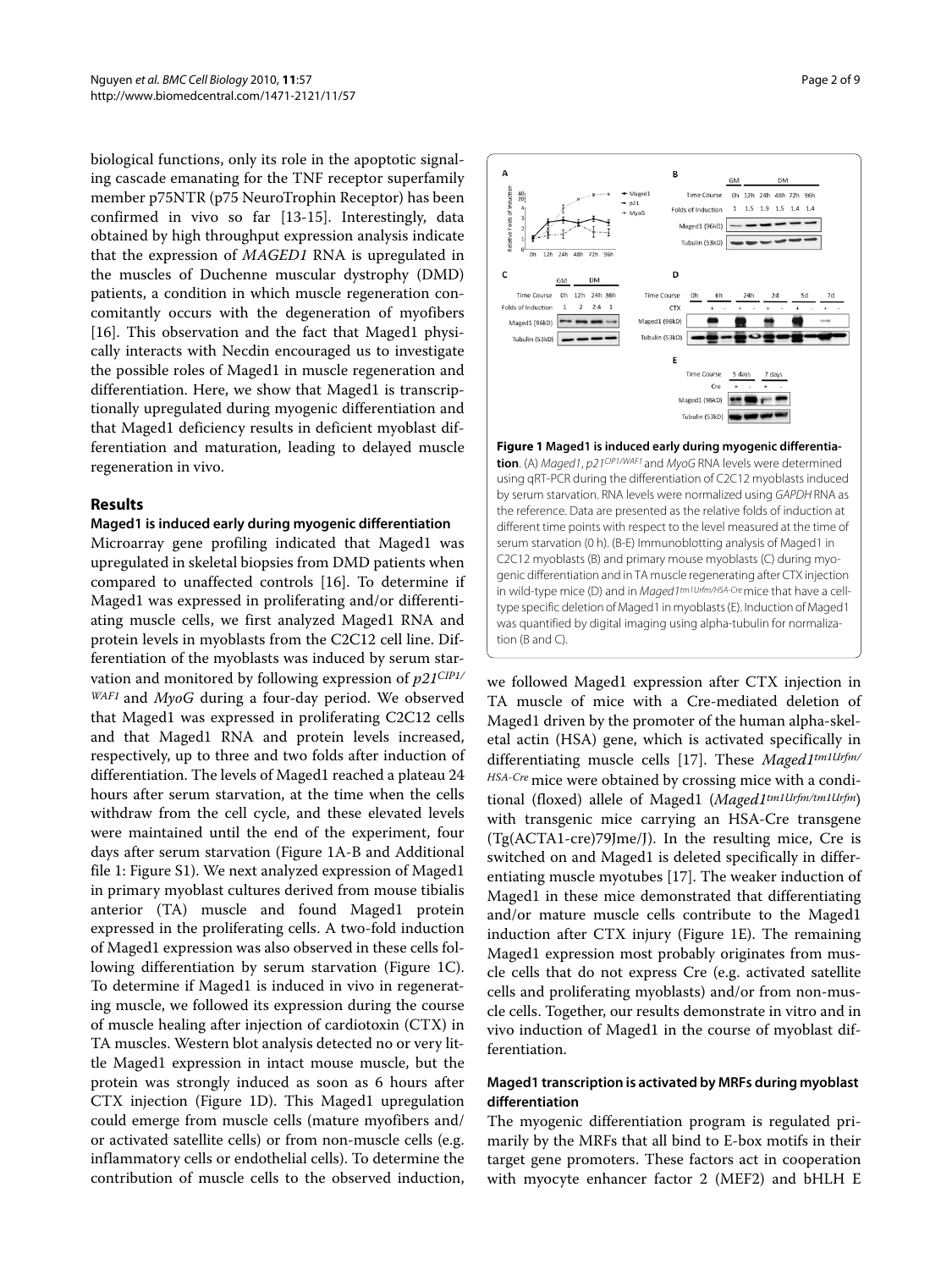biological functions, only its role in the apoptotic signaling cascade emanating for the TNF receptor superfamily member p75NTR (p75 NeuroTrophin Receptor) has been confirmed in vivo so far [13-15]. Interestingly, data obtained by high throughput expression analysis indicate that the expression of *MAGED1* RNA is upregulated in the muscles of Duchenne muscular dystrophy (DMD) patients, a condition in which muscle regeneration concomitantly occurs with the degeneration of myofibers [16]. This observation and the fact that Maged1 physically interacts with Necdin encouraged us to investigate the possible roles of Maged1 in muscle regeneration and differentiation. Here, we show that Maged1 is transcriptionally upregulated during myogenic differentiation and that Maged1 deficiency results in deficient myoblast differentiation and maturation, leading to delayed muscle regeneration in vivo.

## Results

### Maged1 is induced early during myogenic differentiation

Microarray gene profiling indicated that Maged1 was upregulated in skeletal biopsies from DMD patients when compared to unaffected controls [16]. To determine if Maged1 was expressed in proliferating and/or differentiating muscle cells, we first analyzed Maged1 RNA and protein levels in myoblasts from the C2C12 cell line. Differentiation of the myoblasts was induced by serum starvation and monitored by following expression of $p21^{CIP1/WAF1}$ and *MyoG* during a four-day period. We observed that Maged1 was expressed in proliferating C2C12 cells and that Maged1 RNA and protein levels increased, respectively, up to three and two folds after induction of differentiation. The levels of Maged1 reached a plateau 24 hours after serum starvation, at the time when the cells withdraw from the cell cycle, and these elevated levels were maintained until the end of the experiment, four days after serum starvation (Figure 1A-B and Additional file 1: Figure S1). We next analyzed expression of Maged1 in primary myoblast cultures derived from mouse tibialis anterior (TA) muscle and found Maged1 protein expressed in the proliferating cells. A two-fold induction of Maged1 expression was also observed in these cells following differentiation by serum starvation (Figure 1C). To determine if Maged1 is induced in vivo in regenerating muscle, we followed its expression during the course of muscle healing after injection of cardiotoxin (CTX) in TA muscles. Western blot analysis detected no or very little Maged1 expression in intact mouse muscle, but the protein was strongly induced as soon as 6 hours after CTX injection (Figure 1D). This Maged1 upregulation could emerge from muscle cells (mature myofibers and/or activated satellite cells) or from non-muscle cells (e.g. inflammatory cells or endothelial cells). To determine the contribution of muscle cells to the observed induction, we followed Maged1 expression after CTX injection in TA muscle of mice with a Cre-mediated deletion of Maged1 driven by the promoter of the human alpha-skeletal actin (HSA) gene, which is activated specifically in differentiating muscle cells [17]. These $Maged1^{tm1Urfm/HSA\text{-}Cre}$ mice were obtained by crossing mice with a conditional (floxed) allele of Maged1 ($Maged1^{tm1Urfm/tm1Urfm}$) with transgenic mice carrying an HSA-Cre transgene (Tg(ACTA1-cre)79Jme/J). In the resulting mice, Cre is switched on and Maged1 is deleted specifically in differentiating muscle myotubes [17]. The weaker induction of Maged1 in these mice demonstrated that differentiating and/or mature muscle cells contribute to the Maged1 induction after CTX injury (Figure 1E). The remaining Maged1 expression most probably originates from muscle cells that do not express Cre (e.g. activated satellite cells and proliferating myoblasts) and/or from non-muscle cells. Together, our results demonstrate in vitro and in vivo induction of Maged1 in the course of myoblast differentiation.

**Figure 1 Maged1 is induced early during myogenic differentiation**. (A) *Maged1*, $p21^{CIP1/WAF1}$ and *MyoG* RNA levels were determined using qRT-PCR during the differentiation of C2C12 myoblasts induced by serum starvation. RNA levels were normalized using *GAPDH* RNA as the reference. Data are presented as the relative folds of induction at different time points with respect to the level measured at the time of serum starvation (0 h). (B-E) Immunoblotting analysis of Maged1 in C2C12 myoblasts (B) and primary mouse myoblasts (C) during myogenic differentiation and in TA muscle regenerating after CTX injection in wild-type mice (D) and in $Maged1^{tm1Urfm/HSA\text{-}Cre}$ mice that have a cell-type specific deletion of Maged1 in myoblasts (E). Induction of Maged1 was quantified by digital imaging using alpha-tubulin for normalization (B and C).

### Maged1 transcription is activated by MRFs during myoblast differentiation

The myogenic differentiation program is regulated primarily by the MRFs that all bind to E-box motifs in their target gene promoters. These factors act in cooperation with myocyte enhancer factor 2 (MEF2) and bHLH E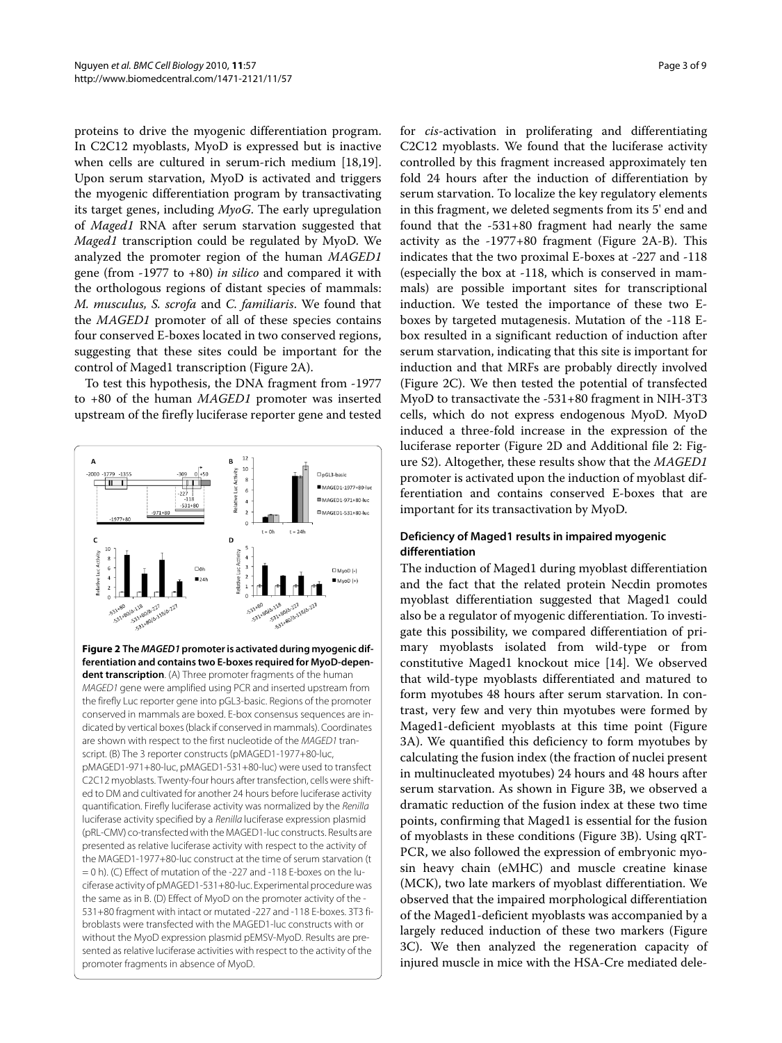proteins to drive the myogenic differentiation program. In C2C12 myoblasts, MyoD is expressed but is inactive when cells are cultured in serum-rich medium [18,19]. Upon serum starvation, MyoD is activated and triggers the myogenic differentiation program by transactivating its target genes, including *MyoG*. The early upregulation of *Maged1* RNA after serum starvation suggested that *Maged1* transcription could be regulated by MyoD. We analyzed the promoter region of the human *MAGED1* gene (from -1977 to +80) *in silico* and compared it with the orthologous regions of distant species of mammals: *M. musculus, S. scrofa* and *C. familiaris*. We found that the *MAGED1* promoter of all of these species contains four conserved E-boxes located in two conserved regions, suggesting that these sites could be important for the control of Maged1 transcription (Figure 2A).

To test this hypothesis, the DNA fragment from -1977 to +80 of the human *MAGED1* promoter was inserted upstream of the firefly luciferase reporter gene and tested for *cis*-activation in proliferating and differentiating C2C12 myoblasts. We found that the luciferase activity controlled by this fragment increased approximately ten fold 24 hours after the induction of differentiation by serum starvation. To localize the key regulatory elements in this fragment, we deleted segments from its 5' end and found that the -531+80 fragment had nearly the same activity as the -1977+80 fragment (Figure 2A-B). This indicates that the two proximal E-boxes at -227 and -118 (especially the box at -118, which is conserved in mammals) are possible important sites for transcriptional induction. We tested the importance of these two E-boxes by targeted mutagenesis. Mutation of the -118 E-box resulted in a significant reduction of induction after serum starvation, indicating that this site is important for induction and that MRFs are probably directly involved (Figure 2C). We then tested the potential of transfected MyoD to transactivate the -531+80 fragment in NIH-3T3 cells, which do not express endogenous MyoD. MyoD induced a three-fold increase in the expression of the luciferase reporter (Figure 2D and Additional file 2: Figure S2). Altogether, these results show that the *MAGED1* promoter is activated upon the induction of myoblast differentiation and contains conserved E-boxes that are important for its transactivation by MyoD.

**Figure 2 The *MAGED1* promoter is activated during myogenic differentiation and contains two E-boxes required for MyoD-dependent transcription**. (A) Three promoter fragments of the human *MAGED1* gene were amplified using PCR and inserted upstream from the firefly Luc reporter gene into pGL3-basic. Regions of the promoter conserved in mammals are boxed. E-box consensus sequences are indicated by vertical boxes (black if conserved in mammals). Coordinates are shown with respect to the first nucleotide of the *MAGED1* transcript. (B) The 3 reporter constructs (pMAGED1-1977+80-luc, pMAGED1-971+80-luc, pMAGED1-531+80-luc) were used to transfect C2C12 myoblasts. Twenty-four hours after transfection, cells were shifted to DM and cultivated for another 24 hours before luciferase activity quantification. Firefly luciferase activity was normalized by the *Renilla* luciferase activity specified by a *Renilla* luciferase expression plasmid (pRL-CMV) co-transfected with the MAGED1-luc constructs. Results are presented as relative luciferase activity with respect to the activity of the MAGED1-1977+80-luc construct at the time of serum starvation (t = 0 h). (C) Effect of mutation of the -227 and -118 E-boxes on the luciferase activity of pMAGED1-531+80-luc. Experimental procedure was the same as in B. (D) Effect of MyoD on the promoter activity of the -531+80 fragment with intact or mutated -227 and -118 E-boxes. 3T3 fibroblasts were transfected with the MAGED1-luc constructs with or without the MyoD expression plasmid pEMSV-MyoD. Results are presented as relative luciferase activities with respect to the activity of the promoter fragments in absence of MyoD.

### Deficiency of Maged1 results in impaired myogenic differentiation

The induction of Maged1 during myoblast differentiation and the fact that the related protein Necdin promotes myoblast differentiation suggested that Maged1 could also be a regulator of myogenic differentiation. To investigate this possibility, we compared differentiation of primary myoblasts isolated from wild-type or from constitutive Maged1 knockout mice [14]. We observed that wild-type myoblasts differentiated and matured to form myotubes 48 hours after serum starvation. In contrast, very few and very thin myotubes were formed by Maged1-deficient myoblasts at this time point (Figure 3A). We quantified this deficiency to form myotubes by calculating the fusion index (the fraction of nuclei present in multinucleated myotubes) 24 hours and 48 hours after serum starvation. As shown in Figure 3B, we observed a dramatic reduction of the fusion index at these two time points, confirming that Maged1 is essential for the fusion of myoblasts in these conditions (Figure 3B). Using qRT-PCR, we also followed the expression of embryonic myosin heavy chain (eMHC) and muscle creatine kinase (MCK), two late markers of myoblast differentiation. We observed that the impaired morphological differentiation of the Maged1-deficient myoblasts was accompanied by a largely reduced induction of these two markers (Figure 3C). We then analyzed the regeneration capacity of injured muscle in mice with the HSA-Cre mediated dele-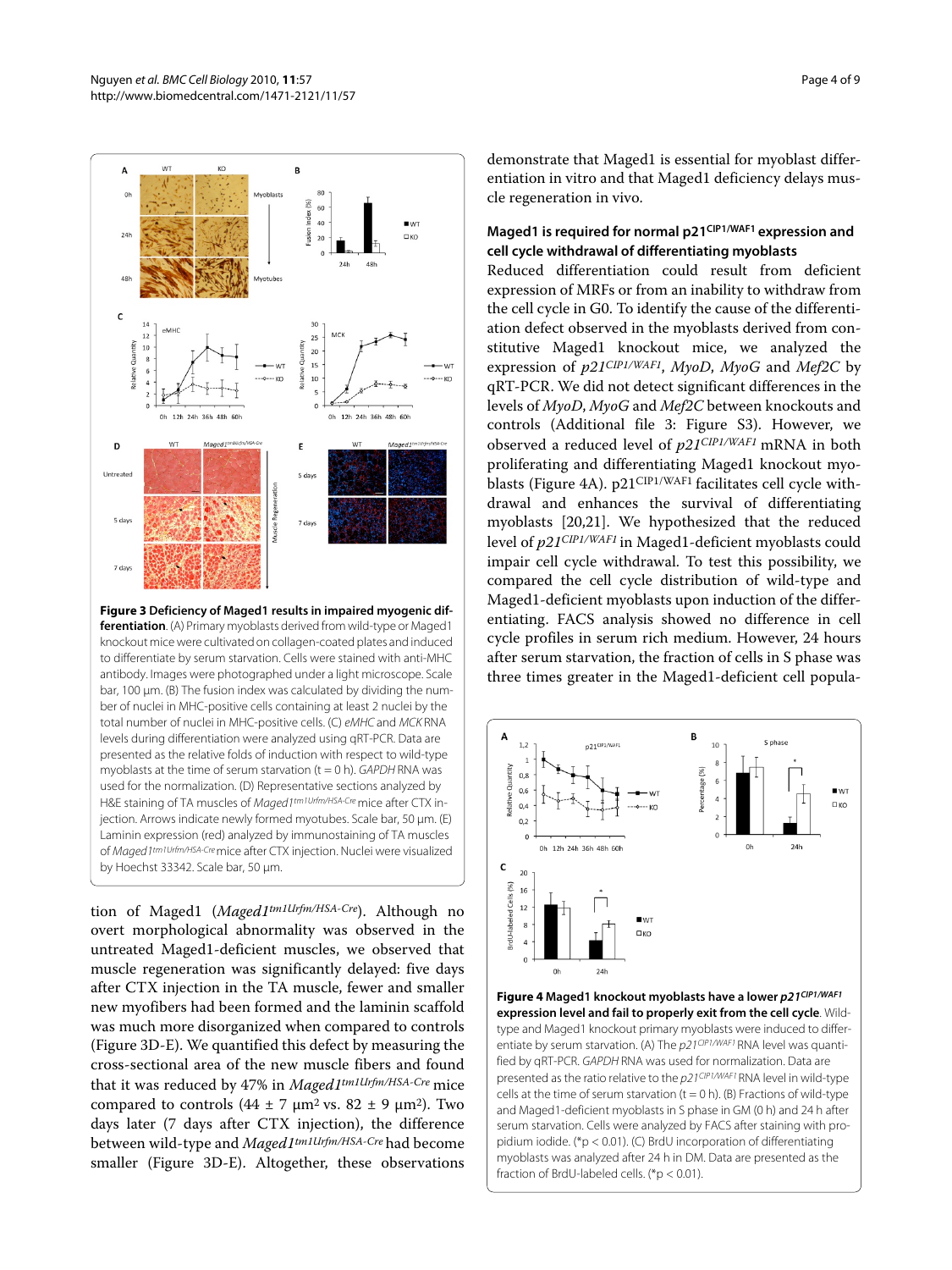**Figure 3 Deficiency of Maged1 results in impaired myogenic differentiation**. (A) Primary myoblasts derived from wild-type or Maged1 knockout mice were cultivated on collagen-coated plates and induced to differentiate by serum starvation. Cells were stained with anti-MHC antibody. Images were photographed under a light microscope. Scale bar, 100 μm. (B) The fusion index was calculated by dividing the number of nuclei in MHC-positive cells containing at least 2 nuclei by the total number of nuclei in MHC-positive cells. (C) *eMHC* and *MCK* RNA levels during differentiation were analyzed using qRT-PCR. Data are presented as the relative folds of induction with respect to wild-type myoblasts at the time of serum starvation (t = 0 h). *GAPDH* RNA was used for the normalization. (D) Representative sections analyzed by H&E staining of TA muscles of *Maged1$^{tm1Urfm/HSA-Cre}$* mice after CTX injection. Arrows indicate newly formed myotubes. Scale bar, 50 μm. (E) Laminin expression (red) analyzed by immunostaining of TA muscles of *Maged1$^{tm1Urfm/HSA-Cre}$* mice after CTX injection. Nuclei were visualized by Hoechst 33342. Scale bar, 50 μm.

tion of Maged1 (*Maged1$^{tm1Urfm/HSA-Cre}$*). Although no overt morphological abnormality was observed in the untreated Maged1-deficient muscles, we observed that muscle regeneration was significantly delayed: five days after CTX injection in the TA muscle, fewer and smaller new myofibers had been formed and the laminin scaffold was much more disorganized when compared to controls (Figure 3D-E). We quantified this defect by measuring the cross-sectional area of the new muscle fibers and found that it was reduced by 47% in *Maged1$^{tm1Urfm/HSA-Cre}$* mice compared to controls (44 ± 7 μm$^2$ vs. 82 ± 9 μm$^2$). Two days later (7 days after CTX injection), the difference between wild-type and *Maged1$^{tm1Urfm/HSA-Cre}$* had become smaller (Figure 3D-E). Altogether, these observations demonstrate that Maged1 is essential for myoblast differentiation in vitro and that Maged1 deficiency delays muscle regeneration in vivo.

### Maged1 is required for normal p21$^{CIP1/WAF1}$ expression and cell cycle withdrawal of differentiating myoblasts

Reduced differentiation could result from deficient expression of MRFs or from an inability to withdraw from the cell cycle in G0. To identify the cause of the differentiation defect observed in the myoblasts derived from constitutive Maged1 knockout mice, we analyzed the expression of *p21$^{CIP1/WAF1}$*, *MyoD*, *MyoG* and *Mef2C* by qRT-PCR. We did not detect significant differences in the levels of *MyoD*, *MyoG* and *Mef2C* between knockouts and controls (Additional file 3: Figure S3). However, we observed a reduced level of *p21$^{CIP1/WAF1}$* mRNA in both proliferating and differentiating Maged1 knockout myoblasts (Figure 4A). p21$^{CIP1/WAF1}$ facilitates cell cycle withdrawal and enhances the survival of differentiating myoblasts [20,21]. We hypothesized that the reduced level of *p21$^{CIP1/WAF1}$* in Maged1-deficient myoblasts could impair cell cycle withdrawal. To test this possibility, we compared the cell cycle distribution of wild-type and Maged1-deficient myoblasts upon induction of the differentiating. FACS analysis showed no difference in cell cycle profiles in serum rich medium. However, 24 hours after serum starvation, the fraction of cells in S phase was three times greater in the Maged1-deficient cell popula-

**Figure 4 Maged1 knockout myoblasts have a lower *p21$^{CIP1/WAF1}$* expression level and fail to properly exit from the cell cycle**. Wild-type and Maged1 knockout primary myoblasts were induced to differentiate by serum starvation. (A) The *p21$^{CIP1/WAF1}$* RNA level was quantified by qRT-PCR. *GAPDH* RNA was used for normalization. Data are presented as the ratio relative to the *p21$^{CIP1/WAF1}$* RNA level in wild-type cells at the time of serum starvation (t = 0 h). (B) Fractions of wild-type and Maged1-deficient myoblasts in S phase in GM (0 h) and 24 h after serum starvation. Cells were analyzed by FACS after staining with propidium iodide. (*$p < 0.01$). (C) BrdU incorporation of differentiating myoblasts was analyzed after 24 h in DM. Data are presented as the fraction of BrdU-labeled cells. (*$p < 0.01$).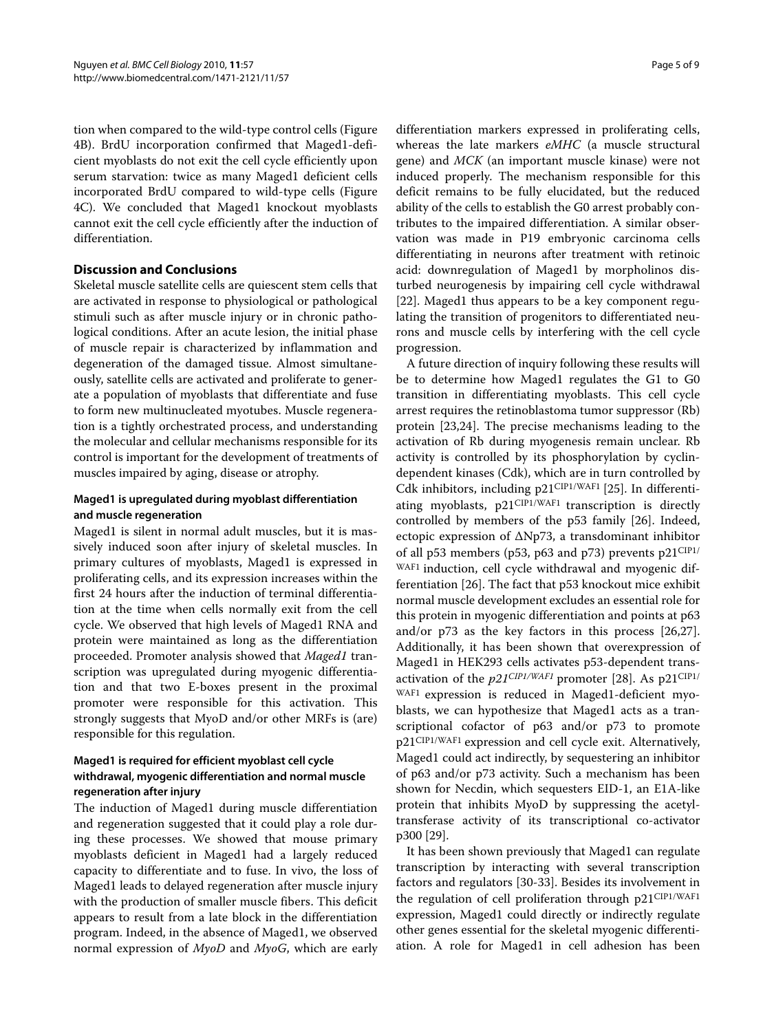tion when compared to the wild-type control cells (Figure 4B). BrdU incorporation confirmed that Maged1-deficient myoblasts do not exit the cell cycle efficiently upon serum starvation: twice as many Maged1 deficient cells incorporated BrdU compared to wild-type cells (Figure 4C). We concluded that Maged1 knockout myoblasts cannot exit the cell cycle efficiently after the induction of differentiation.

## Discussion and Conclusions

Skeletal muscle satellite cells are quiescent stem cells that are activated in response to physiological or pathological stimuli such as after muscle injury or in chronic pathological conditions. After an acute lesion, the initial phase of muscle repair is characterized by inflammation and degeneration of the damaged tissue. Almost simultaneously, satellite cells are activated and proliferate to generate a population of myoblasts that differentiate and fuse to form new multinucleated myotubes. Muscle regeneration is a tightly orchestrated process, and understanding the molecular and cellular mechanisms responsible for its control is important for the development of treatments of muscles impaired by aging, disease or atrophy.

### Maged1 is upregulated during myoblast differentiation and muscle regeneration

Maged1 is silent in normal adult muscles, but it is massively induced soon after injury of skeletal muscles. In primary cultures of myoblasts, Maged1 is expressed in proliferating cells, and its expression increases within the first 24 hours after the induction of terminal differentiation at the time when cells normally exit from the cell cycle. We observed that high levels of Maged1 RNA and protein were maintained as long as the differentiation proceeded. Promoter analysis showed that *Maged1* transcription was upregulated during myogenic differentiation and that two E-boxes present in the proximal promoter were responsible for this activation. This strongly suggests that MyoD and/or other MRFs is (are) responsible for this regulation.

### Maged1 is required for efficient myoblast cell cycle withdrawal, myogenic differentiation and normal muscle regeneration after injury

The induction of Maged1 during muscle differentiation and regeneration suggested that it could play a role during these processes. We showed that mouse primary myoblasts deficient in Maged1 had a largely reduced capacity to differentiate and to fuse. In vivo, the loss of Maged1 leads to delayed regeneration after muscle injury with the production of smaller muscle fibers. This deficit appears to result from a late block in the differentiation program. Indeed, in the absence of Maged1, we observed normal expression of *MyoD* and *MyoG*, which are early differentiation markers expressed in proliferating cells, whereas the late markers *eMHC* (a muscle structural gene) and *MCK* (an important muscle kinase) were not induced properly. The mechanism responsible for this deficit remains to be fully elucidated, but the reduced ability of the cells to establish the G0 arrest probably contributes to the impaired differentiation. A similar observation was made in P19 embryonic carcinoma cells differentiating in neurons after treatment with retinoic acid: downregulation of Maged1 by morpholinos disturbed neurogenesis by impairing cell cycle withdrawal [22]. Maged1 thus appears to be a key component regulating the transition of progenitors to differentiated neurons and muscle cells by interfering with the cell cycle progression.

A future direction of inquiry following these results will be to determine how Maged1 regulates the G1 to G0 transition in differentiating myoblasts. This cell cycle arrest requires the retinoblastoma tumor suppressor (Rb) protein [23,24]. The precise mechanisms leading to the activation of Rb during myogenesis remain unclear. Rb activity is controlled by its phosphorylation by cyclin-dependent kinases (Cdk), which are in turn controlled by Cdk inhibitors, including $p21^{CIP1/WAF1}$ [25]. In differentiating myoblasts, $p21^{CIP1/WAF1}$ transcription is directly controlled by members of the p53 family [26]. Indeed, ectopic expression of ΔNp73, a transdominant inhibitor of all p53 members (p53, p63 and p73) prevents $p21^{CIP1/WAF1}$ induction, cell cycle withdrawal and myogenic differentiation [26]. The fact that p53 knockout mice exhibit normal muscle development excludes an essential role for this protein in myogenic differentiation and points at p63 and/or p73 as the key factors in this process [26,27]. Additionally, it has been shown that overexpression of Maged1 in HEK293 cells activates p53-dependent transactivation of the $p21^{CIP1/WAF1}$ promoter [28]. As $p21^{CIP1/WAF1}$ expression is reduced in Maged1-deficient myoblasts, we can hypothesize that Maged1 acts as a transcriptional cofactor of p63 and/or p73 to promote $p21^{CIP1/WAF1}$ expression and cell cycle exit. Alternatively, Maged1 could act indirectly, by sequestering an inhibitor of p63 and/or p73 activity. Such a mechanism has been shown for Necdin, which sequesters EID-1, an E1A-like protein that inhibits MyoD by suppressing the acetyltransferase activity of its transcriptional co-activator p300 [29].

It has been shown previously that Maged1 can regulate transcription by interacting with several transcription factors and regulators [30-33]. Besides its involvement in the regulation of cell proliferation through $p21^{CIP1/WAF1}$ expression, Maged1 could directly or indirectly regulate other genes essential for the skeletal myogenic differentiation. A role for Maged1 in cell adhesion has been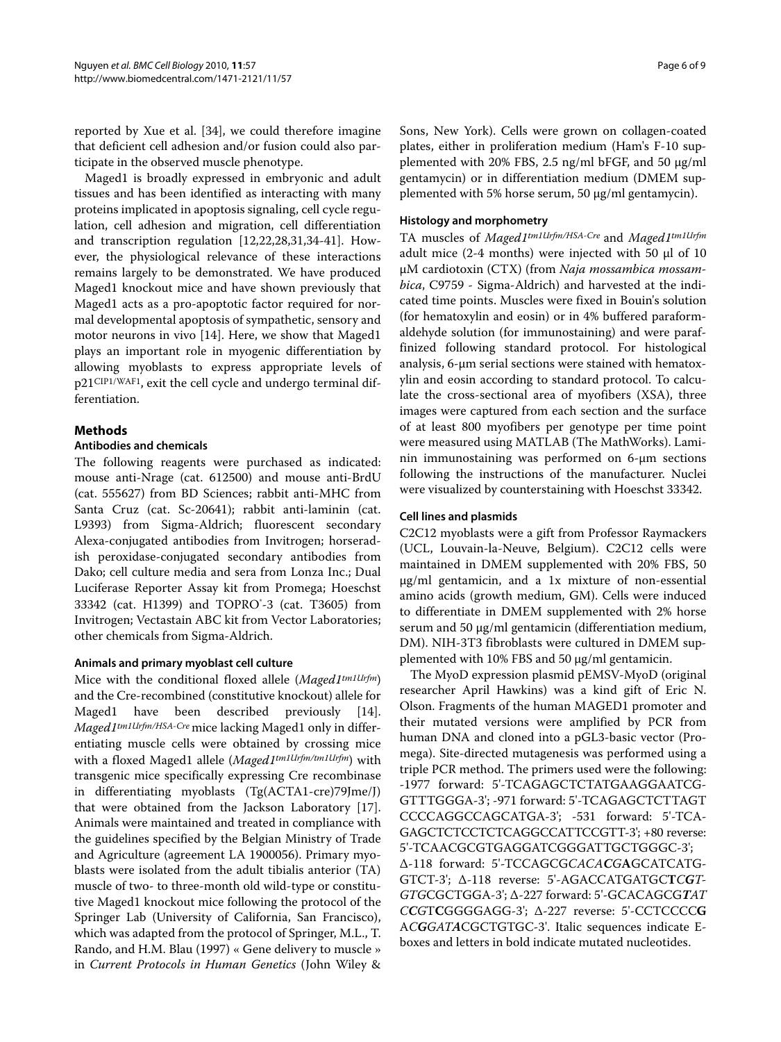reported by Xue et al. [34], we could therefore imagine that deficient cell adhesion and/or fusion could also participate in the observed muscle phenotype.

Maged1 is broadly expressed in embryonic and adult tissues and has been identified as interacting with many proteins implicated in apoptosis signaling, cell cycle regulation, cell adhesion and migration, cell differentiation and transcription regulation [12,22,28,31,34-41]. However, the physiological relevance of these interactions remains largely to be demonstrated. We have produced Maged1 knockout mice and have shown previously that Maged1 acts as a pro-apoptotic factor required for normal developmental apoptosis of sympathetic, sensory and motor neurons in vivo [14]. Here, we show that Maged1 plays an important role in myogenic differentiation by allowing myoblasts to express appropriate levels of $p21^{CIP1/WAF1}$, exit the cell cycle and undergo terminal differentiation.

## Methods

### Antibodies and chemicals

The following reagents were purchased as indicated: mouse anti-Nrage (cat. 612500) and mouse anti-BrdU (cat. 555627) from BD Sciences; rabbit anti-MHC from Santa Cruz (cat. Sc-20641); rabbit anti-laminin (cat. L9393) from Sigma-Aldrich; fluorescent secondary Alexa-conjugated antibodies from Invitrogen; horseradish peroxidase-conjugated secondary antibodies from Dako; cell culture media and sera from Lonza Inc.; Dual Luciferase Reporter Assay kit from Promega; Hoeschst 33342 (cat. H1399) and TOPRO®-3 (cat. T3605) from Invitrogen; Vectastain ABC kit from Vector Laboratories; other chemicals from Sigma-Aldrich.

### Animals and primary myoblast cell culture

Mice with the conditional floxed allele (*Maged1$^{tm1Urfm}$*) and the Cre-recombined (constitutive knockout) allele for Maged1 have been described previously [14]. *Maged1$^{tm1Urfm/HSA-Cre}$* mice lacking Maged1 only in differentiating muscle cells were obtained by crossing mice with a floxed Maged1 allele (*Maged1$^{tm1Urfm/tm1Urfm}$*) with transgenic mice specifically expressing Cre recombinase in differentiating myoblasts (Tg(ACTA1-cre)79Jme/J) that were obtained from the Jackson Laboratory [17]. Animals were maintained and treated in compliance with the guidelines specified by the Belgian Ministry of Trade and Agriculture (agreement LA 1900056). Primary myoblasts were isolated from the adult tibialis anterior (TA) muscle of two- to three-month old wild-type or constitutive Maged1 knockout mice following the protocol of the Springer Lab (University of California, San Francisco), which was adapted from the protocol of Springer, M.L., T. Rando, and H.M. Blau (1997) « Gene delivery to muscle » in *Current Protocols in Human Genetics* (John Wiley & Sons, New York). Cells were grown on collagen-coated plates, either in proliferation medium (Ham's F-10 supplemented with 20% FBS, 2.5 ng/ml bFGF, and 50 μg/ml gentamycin) or in differentiation medium (DMEM supplemented with 5% horse serum, 50 μg/ml gentamycin).

### Histology and morphometry

TA muscles of *Maged1$^{tm1Urfm/HSA-Cre}$* and *Maged1$^{tm1Urfm}$* adult mice (2-4 months) were injected with 50 μl of 10 μM cardiotoxin (CTX) (from *Naja mossambica mossambica*, C9759 - Sigma-Aldrich) and harvested at the indicated time points. Muscles were fixed in Bouin's solution (for hematoxylin and eosin) or in 4% buffered paraformaldehyde solution (for immunostaining) and were paraffinized following standard protocol. For histological analysis, 6-μm serial sections were stained with hematoxylin and eosin according to standard protocol. To calculate the cross-sectional area of myofibers (XSA), three images were captured from each section and the surface of at least 800 myofibers per genotype per time point were measured using MATLAB (The MathWorks). Laminin immunostaining was performed on 6-μm sections following the instructions of the manufacturer. Nuclei were visualized by counterstaining with Hoeschst 33342.

### Cell lines and plasmids

C2C12 myoblasts were a gift from Professor Raymackers (UCL, Louvain-la-Neuve, Belgium). C2C12 cells were maintained in DMEM supplemented with 20% FBS, 50 μg/ml gentamicin, and a 1x mixture of non-essential amino acids (growth medium, GM). Cells were induced to differentiate in DMEM supplemented with 2% horse serum and 50 μg/ml gentamicin (differentiation medium, DM). NIH-3T3 fibroblasts were cultured in DMEM supplemented with 10% FBS and 50 μg/ml gentamicin.

The MyoD expression plasmid pEMSV-MyoD (original researcher April Hawkins) was a kind gift of Eric N. Olson. Fragments of the human MAGED1 promoter and their mutated versions were amplified by PCR from human DNA and cloned into a pGL3-basic vector (Promega). Site-directed mutagenesis was performed using a triple PCR method. The primers used were the following: -1977 forward: 5'-TCAGAGCTCTATGAAGGAATCG-GTTTGGGA-3'; -971 forward: 5'-TCAGAGCTCTTAGT CCCCAGGCCAGCATGA-3'; -531 forward: 5'-TCA-GAGCTCTCCTCTCAGGCCATTCCGTT-3'; +80 reverse: 5'-TCAACGCGTGAGGATCGGGATTGCTGGGC-3'; Δ-118 forward: 5'-TCCAGCG*CACA***C***G***A**GCATCATG-GTCT-3'; Δ-118 reverse: 5'-AGACCATGATGC***T****CG*T-*GTG*CGCTGGA-3'; Δ-227 forward: 5'-GCACAGCG***T****AT C***C***G*T**C**GGGGAGG-3'; Δ-227 reverse: 5'-CCTCCCC**G** A*C****G****GATA*CGCTGTGC-3'. Italic sequences indicate E-boxes and letters in bold indicate mutated nucleotides.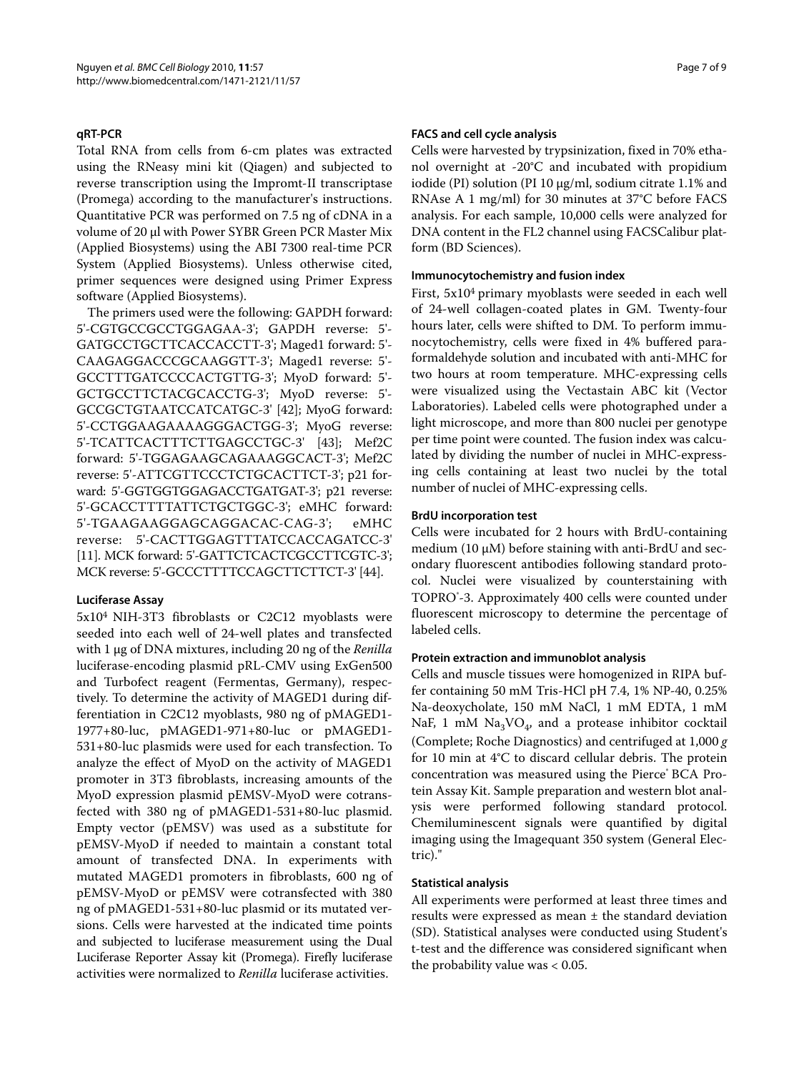### qRT-PCR

Total RNA from cells from 6-cm plates was extracted using the RNeasy mini kit (Qiagen) and subjected to reverse transcription using the Impromt-II transcriptase (Promega) according to the manufacturer's instructions. Quantitative PCR was performed on 7.5 ng of cDNA in a volume of 20 μl with Power SYBR Green PCR Master Mix (Applied Biosystems) using the ABI 7300 real-time PCR System (Applied Biosystems). Unless otherwise cited, primer sequences were designed using Primer Express software (Applied Biosystems).

The primers used were the following: GAPDH forward: 5'-CGTGCCGCCTGGAGAA-3'; GAPDH reverse: 5'-GATGCCTGCTTCACCACCTT-3'; Maged1 forward: 5'-CAAGAGGACCCGCAAGGTT-3'; Maged1 reverse: 5'-GCCTTTGATCCCCACTGTTG-3'; MyoD forward: 5'-GCTGCCTTCTACGCACCTG-3'; MyoD reverse: 5'-GCCGCTGTAATCCATCATGC-3' [42]; MyoG forward: 5'-CCTGGAAGAAAAGGGACTGG-3'; MyoG reverse: 5'-TCATTCACTTTCTTGAGCCTGC-3' [43]; Mef2C forward: 5'-TGGAGAAGCAGAAAGGCACT-3'; Mef2C reverse: 5'-ATTCGTTCCCTCTGCACTTCT-3'; p21 forward: 5'-GGTGGTGGAGACCTGATGAT-3'; p21 reverse: 5'-GCACCTTTTATTCTGCTGGC-3'; eMHC forward: 5'-TGAAGAAGGAGCAGGACAC-CAG-3'; eMHC reverse: 5'-CACTTGGAGTTTATCCACCAGATCC-3' [11]. MCK forward: 5'-GATTCTCACTCGCCTTCGTC-3'; MCK reverse: 5'-GCCCTTTTCCAGCTTCTTCT-3' [44].

### Luciferase Assay

$5x10^4$ NIH-3T3 fibroblasts or C2C12 myoblasts were seeded into each well of 24-well plates and transfected with 1 μg of DNA mixtures, including 20 ng of the *Renilla* luciferase-encoding plasmid pRL-CMV using ExGen500 and Turbofect reagent (Fermentas, Germany), respectively. To determine the activity of MAGED1 during differentiation in C2C12 myoblasts, 980 ng of pMAGED1-1977+80-luc, pMAGED1-971+80-luc or pMAGED1-531+80-luc plasmids were used for each transfection. To analyze the effect of MyoD on the activity of MAGED1 promoter in 3T3 fibroblasts, increasing amounts of the MyoD expression plasmid pEMSV-MyoD were cotransfected with 380 ng of pMAGED1-531+80-luc plasmid. Empty vector (pEMSV) was used as a substitute for pEMSV-MyoD if needed to maintain a constant total amount of transfected DNA. In experiments with mutated MAGED1 promoters in fibroblasts, 600 ng of pEMSV-MyoD or pEMSV were cotransfected with 380 ng of pMAGED1-531+80-luc plasmid or its mutated versions. Cells were harvested at the indicated time points and subjected to luciferase measurement using the Dual Luciferase Reporter Assay kit (Promega). Firefly luciferase activities were normalized to *Renilla* luciferase activities.

### FACS and cell cycle analysis

Cells were harvested by trypsinization, fixed in 70% ethanol overnight at -20°C and incubated with propidium iodide (PI) solution (PI 10 μg/ml, sodium citrate 1.1% and RNAse A 1 mg/ml) for 30 minutes at 37°C before FACS analysis. For each sample, 10,000 cells were analyzed for DNA content in the FL2 channel using FACSCalibur platform (BD Sciences).

### Immunocytochemistry and fusion index

First, $5x10^4$ primary myoblasts were seeded in each well of 24-well collagen-coated plates in GM. Twenty-four hours later, cells were shifted to DM. To perform immunocytochemistry, cells were fixed in 4% buffered paraformaldehyde solution and incubated with anti-MHC for two hours at room temperature. MHC-expressing cells were visualized using the Vectastain ABC kit (Vector Laboratories). Labeled cells were photographed under a light microscope, and more than 800 nuclei per genotype per time point were counted. The fusion index was calculated by dividing the number of nuclei in MHC-expressing cells containing at least two nuclei by the total number of nuclei of MHC-expressing cells.

### BrdU incorporation test

Cells were incubated for 2 hours with BrdU-containing medium (10 μM) before staining with anti-BrdU and secondary fluorescent antibodies following standard protocol. Nuclei were visualized by counterstaining with TOPRO®-3. Approximately 400 cells were counted under fluorescent microscopy to determine the percentage of labeled cells.

### Protein extraction and immunoblot analysis

Cells and muscle tissues were homogenized in RIPA buffer containing 50 mM Tris-HCl pH 7.4, 1% NP-40, 0.25% Na-deoxycholate, 150 mM NaCl, 1 mM EDTA, 1 mM NaF, 1 mM $Na_3VO_4$, and a protease inhibitor cocktail (Complete; Roche Diagnostics) and centrifuged at 1,000 *g* for 10 min at 4°C to discard cellular debris. The protein concentration was measured using the Pierce® BCA Protein Assay Kit. Sample preparation and western blot analysis were performed following standard protocol. Chemiluminescent signals were quantified by digital imaging using the Imagequant 350 system (General Electric)."

### Statistical analysis

All experiments were performed at least three times and results were expressed as mean ± the standard deviation (SD). Statistical analyses were conducted using Student's t-test and the difference was considered significant when the probability value was < 0.05.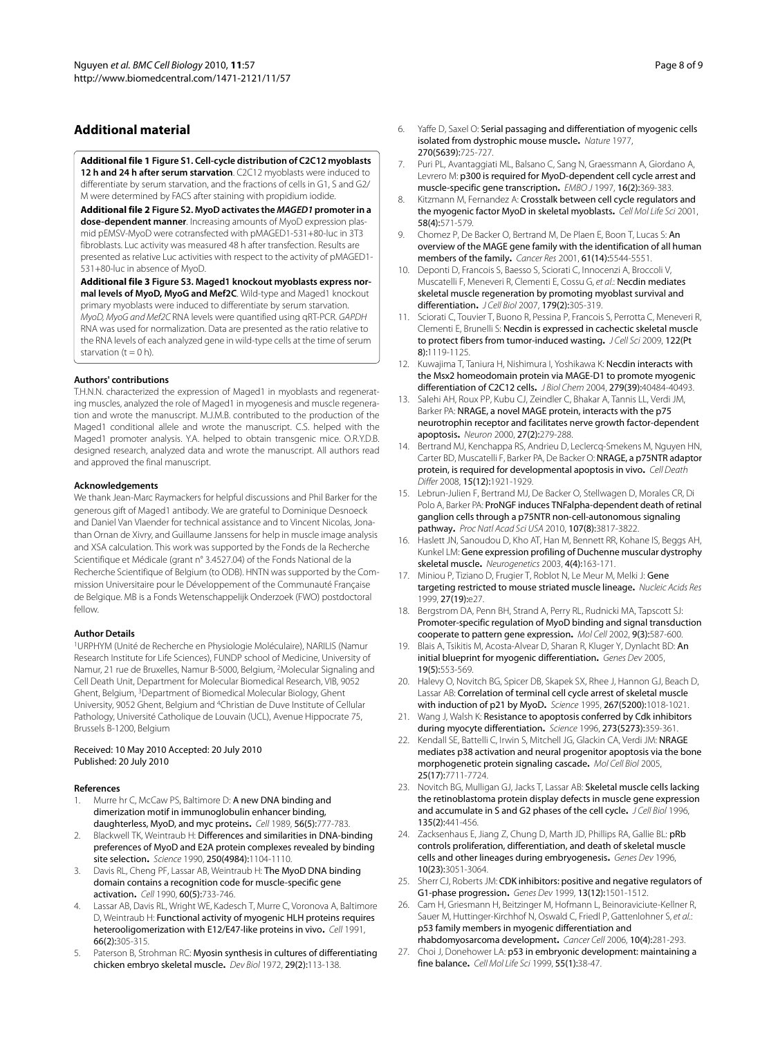## Additional material

**Additional file 1 Figure S1. Cell-cycle distribution of C2C12 myoblasts 12 h and 24 h after serum starvation**. C2C12 myoblasts were induced to differentiate by serum starvation, and the fractions of cells in G1, S and G2/M were determined by FACS after staining with propidium iodide.

**Additional file 2 Figure S2. MyoD activates the *MAGED1* promoter in a dose-dependent manner**. Increasing amounts of MyoD expression plasmid pEMSV-MyoD were cotransfected with pMAGED1-531+80-luc in 3T3 fibroblasts. Luc activity was measured 48 h after transfection. Results are presented as relative Luc activities with respect to the activity of pMAGED1-531+80-luc in absence of MyoD.

**Additional file 3 Figure S3. Maged1 knockout myoblasts express normal levels of MyoD, MyoG and Mef2C**. Wild-type and Maged1 knockout primary myoblasts were induced to differentiate by serum starvation. *MyoD, MyoG and Mef2C* RNA levels were quantified using qRT-PCR. *GAPDH* RNA was used for normalization. Data are presented as the ratio relative to the RNA levels of each analyzed gene in wild-type cells at the time of serum starvation (t = 0 h).

### Authors' contributions

T.H.N.N. characterized the expression of Maged1 in myoblasts and regenerating muscles, analyzed the role of Maged1 in myogenesis and muscle regeneration and wrote the manuscript. M.J.M.B. contributed to the production of the Maged1 conditional allele and wrote the manuscript. C.S. helped with the Maged1 promoter analysis. Y.A. helped to obtain transgenic mice. O.R.Y.D.B. designed research, analyzed data and wrote the manuscript. All authors read and approved the final manuscript.

### Acknowledgements

We thank Jean-Marc Raymackers for helpful discussions and Phil Barker for the generous gift of Maged1 antibody. We are grateful to Dominique Desnoeck and Daniel Van Vlaender for technical assistance and to Vincent Nicolas, Jonathan Ornan de Xivry, and Guillaume Janssens for help in muscle image analysis and XSA calculation. This work was supported by the Fonds de la Recherche Scientifique et Médicale (grant n° 3.4527.04) of the Fonds National de la Recherche Scientifique of Belgium (to ODB). HNTN was supported by the Commission Universitaire pour le Développement of the Communauté Française de Belgique. MB is a Fonds Wetenschappelijk Onderzoek (FWO) postdoctoral fellow.

### Author Details

[1]URPHYM (Unité de Recherche en Physiologie Moléculaire), NARILIS (Namur Research Institute for Life Sciences), FUNDP school of Medicine, University of Namur, 21 rue de Bruxelles, Namur B-5000, Belgium, [2]Molecular Signaling and Cell Death Unit, Department for Molecular Biomedical Research, VIB, 9052 Ghent, Belgium, [3]Department of Biomedical Molecular Biology, Ghent University, 9052 Ghent, Belgium and [4]Christian de Duve Institute of Cellular Pathology, Université Catholique de Louvain (UCL), Avenue Hippocrate 75, Brussels B-1200, Belgium

Received: 10 May 2010 Accepted: 20 July 2010
Published: 20 July 2010

### References

1. Murre hr C, McCaw PS, Baltimore D: **A new DNA binding and dimerization motif in immunoglobulin enhancer binding, daughterless, MyoD, and myc proteins.** *Cell* 1989, **56(5)**:777-783.
2. Blackwell TK, Weintraub H: **Differences and similarities in DNA-binding preferences of MyoD and E2A protein complexes revealed by binding site selection.** *Science* 1990, **250(4984)**:1104-1110.
3. Davis RL, Cheng PF, Lassar AB, Weintraub H: **The MyoD DNA binding domain contains a recognition code for muscle-specific gene activation.** *Cell* 1990, **60(5)**:733-746.
4. Lassar AB, Davis RL, Wright WE, Kadesch T, Murre C, Voronova A, Baltimore D, Weintraub H: **Functional activity of myogenic HLH proteins requires heterooligomerization with E12/E47-like proteins in vivo.** *Cell* 1991, **66(2)**:305-315.
5. Paterson B, Strohman RC: **Myosin synthesis in cultures of differentiating chicken embryo skeletal muscle.** *Dev Biol* 1972, **29(2)**:113-138.
6. Yaffe D, Saxel O: **Serial passaging and differentiation of myogenic cells isolated from dystrophic mouse muscle.** *Nature* 1977, **270(5639)**:725-727.
7. Puri PL, Avantaggiati ML, Balsano C, Sang N, Graessmann A, Giordano A, Levrero M: **p300 is required for MyoD-dependent cell cycle arrest and muscle-specific gene transcription.** *EMBO J* 1997, **16(2)**:369-383.
8. Kitzmann M, Fernandez A: **Crosstalk between cell cycle regulators and the myogenic factor MyoD in skeletal myoblasts.** *Cell Mol Life Sci* 2001, **58(4)**:571-579.
9. Chomez P, De Backer O, Bertrand M, De Plaen E, Boon T, Lucas S: **An overview of the MAGE gene family with the identification of all human members of the family.** *Cancer Res* 2001, **61(14)**:5544-5551.
10. Deponti D, Francois S, Baesso S, Sciorati C, Innocenzi A, Broccoli V, Muscatelli F, Meneveri R, Clementi E, Cossu G, *et al.*: **Necdin mediates skeletal muscle regeneration by promoting myoblast survival and differentiation.** *J Cell Biol* 2007, **179(2)**:305-319.
11. Sciorati C, Touvier T, Buono R, Pessina P, Francois S, Perrotta C, Meneveri R, Clementi E, Brunelli S: **Necdin is expressed in cachectic skeletal muscle to protect fibers from tumor-induced wasting.** *J Cell Sci* 2009, **122(Pt 8)**:1119-1125.
12. Kuwajima T, Taniura H, Nishimura I, Yoshikawa K: **Necdin interacts with the Msx2 homeodomain protein via MAGE-D1 to promote myogenic differentiation of C2C12 cells.** *J Biol Chem* 2004, **279(39)**:40484-40493.
13. Salehi AH, Roux PP, Kubu CJ, Zeindler C, Bhakar A, Tannis LL, Verdi JM, Barker PA: **NRAGE, a novel MAGE protein, interacts with the p75 neurotrophin receptor and facilitates nerve growth factor-dependent apoptosis.** *Neuron* 2000, **27(2)**:279-288.
14. Bertrand MJ, Kenchappa RS, Andrieu D, Leclercq-Smekens M, Nguyen HN, Carter BD, Muscatelli F, Barker PA, De Backer O: **NRAGE, a p75NTR adaptor protein, is required for developmental apoptosis in vivo.** *Cell Death Differ* 2008, **15(12)**:1921-1929.
15. Lebrun-Julien F, Bertrand MJ, De Backer O, Stellwagen D, Morales CR, Di Polo A, Barker PA: **ProNGF induces TNFalpha-dependent death of retinal ganglion cells through a p75NTR non-cell-autonomous signaling pathway.** *Proc Natl Acad Sci USA* 2010, **107(8)**:3817-3822.
16. Haslett JN, Sanoudou D, Kho AT, Han M, Bennett RR, Kohane IS, Beggs AH, Kunkel LM: **Gene expression profiling of Duchenne muscular dystrophy skeletal muscle.** *Neurogenetics* 2003, **4(4)**:163-171.
17. Miniou P, Tiziano D, Frugier T, Roblot N, Le Meur M, Melki J: **Gene targeting restricted to mouse striated muscle lineage.** *Nucleic Acids Res* 1999, **27(19)**:e27.
18. Bergstrom DA, Penn BH, Strand A, Perry RL, Rudnicki MA, Tapscott SJ: **Promoter-specific regulation of MyoD binding and signal transduction cooperate to pattern gene expression.** *Mol Cell* 2002, **9(3)**:587-600.
19. Blais A, Tsikitis M, Acosta-Alvear D, Sharan R, Kluger Y, Dynlacht BD: **An initial blueprint for myogenic differentiation.** *Genes Dev* 2005, **19(5)**:553-569.
20. Halevy O, Novitch BG, Spicer DB, Skapek SX, Rhee J, Hannon GJ, Beach D, Lassar AB: **Correlation of terminal cell cycle arrest of skeletal muscle with induction of p21 by MyoD.** *Science* 1995, **267(5200)**:1018-1021.
21. Wang J, Walsh K: **Resistance to apoptosis conferred by Cdk inhibitors during myocyte differentiation.** *Science* 1996, **273(5273)**:359-361.
22. Kendall SE, Battelli C, Irwin S, Mitchell JG, Glackin CA, Verdi JM: **NRAGE mediates p38 activation and neural progenitor apoptosis via the bone morphogenetic protein signaling cascade.** *Mol Cell Biol* 2005, **25(17)**:7711-7724.
23. Novitch BG, Mulligan GJ, Jacks T, Lassar AB: **Skeletal muscle cells lacking the retinoblastoma protein display defects in muscle gene expression and accumulate in S and G2 phases of the cell cycle.** *J Cell Biol* 1996, **135(2)**:441-456.
24. Zacksenhaus E, Jiang Z, Chung D, Marth JD, Phillips RA, Gallie BL: **pRb controls proliferation, differentiation, and death of skeletal muscle cells and other lineages during embryogenesis.** *Genes Dev* 1996, **10(23)**:3051-3064.
25. Sherr CJ, Roberts JM: **CDK inhibitors: positive and negative regulators of G1-phase progression.** *Genes Dev* 1999, **13(12)**:1501-1512.
26. Cam H, Griesmann H, Beitzinger M, Hofmann L, Beinoraviciute-Kellner R, Sauer M, Huttinger-Kirchhof N, Oswald C, Friedl P, Gattenlohner S, *et al.*: **p53 family members in myogenic differentiation and rhabdomyosarcoma development.** *Cancer Cell* 2006, **10(4)**:281-293.
27. Choi J, Donehower LA: **p53 in embryonic development: maintaining a fine balance.** *Cell Mol Life Sci* 1999, **55(1)**:38-47.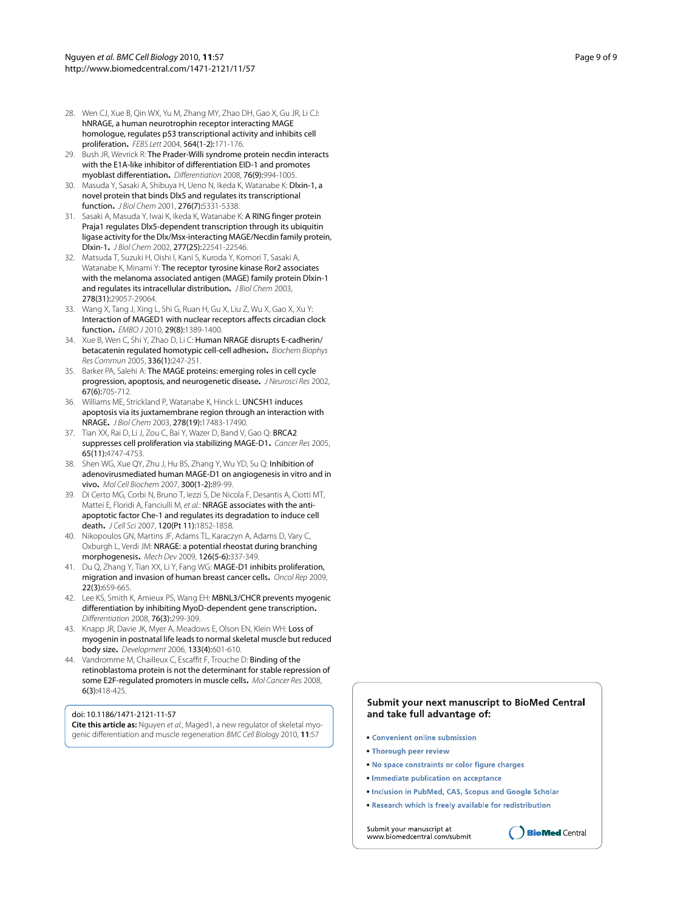28. Wen CJ, Xue B, Qin WX, Yu M, Zhang MY, Zhao DH, Gao X, Gu JR, Li CJ: **hNRAGE, a human neurotrophin receptor interacting MAGE homologue, regulates p53 transcriptional activity and inhibits cell proliferation.** *FEBS Lett* 2004, **564(1-2):**171-176.
29. Bush JR, Wevrick R: **The Prader-Willi syndrome protein necdin interacts with the E1A-like inhibitor of differentiation EID-1 and promotes myoblast differentiation.** *Differentiation* 2008, **76(9):**994-1005.
30. Masuda Y, Sasaki A, Shibuya H, Ueno N, Ikeda K, Watanabe K: **Dlxin-1, a novel protein that binds Dlx5 and regulates its transcriptional function.** *J Biol Chem* 2001, **276(7):**5331-5338.
31. Sasaki A, Masuda Y, Iwai K, Ikeda K, Watanabe K: **A RING finger protein Praja1 regulates Dlx5-dependent transcription through its ubiquitin ligase activity for the Dlx/Msx-interacting MAGE/Necdin family protein, Dlxin-1.** *J Biol Chem* 2002, **277(25):**22541-22546.
32. Matsuda T, Suzuki H, Oishi I, Kani S, Kuroda Y, Komori T, Sasaki A, Watanabe K, Minami Y: **The receptor tyrosine kinase Ror2 associates with the melanoma associated antigen (MAGE) family protein Dlxin-1 and regulates its intracellular distribution.** *J Biol Chem* 2003, **278(31):**29057-29064.
33. Wang X, Tang J, Xing L, Shi G, Ruan H, Gu X, Liu Z, Wu X, Gao X, Xu Y: **Interaction of MAGED1 with nuclear receptors affects circadian clock function.** *EMBO J* 2010, **29(8):**1389-1400.
34. Xue B, Wen C, Shi Y, Zhao D, Li C: **Human NRAGE disrupts E-cadherin/betacatenin regulated homotypic cell-cell adhesion.** *Biochem Biophys Res Commun* 2005, **336(1):**247-251.
35. Barker PA, Salehi A: **The MAGE proteins: emerging roles in cell cycle progression, apoptosis, and neurogenetic disease.** *J Neurosci Res* 2002, **67(6):**705-712.
36. Williams ME, Strickland P, Watanabe K, Hinck L: **UNC5H1 induces apoptosis via its juxtamembrane region through an interaction with NRAGE.** *J Biol Chem* 2003, **278(19):**17483-17490.
37. Tian XX, Rai D, Li J, Zou C, Bai Y, Wazer D, Band V, Gao Q: **BRCA2 suppresses cell proliferation via stabilizing MAGE-D1.** *Cancer Res* 2005, **65(11):**4747-4753.
38. Shen WG, Xue QY, Zhu J, Hu BS, Zhang Y, Wu YD, Su Q: **Inhibition of adenovirusmediated human MAGE-D1 on angiogenesis in vitro and in vivo.** *Mol Cell Biochem* 2007, **300(1-2):**89-99.
39. Di Certo MG, Corbi N, Bruno T, Iezzi S, De Nicola F, Desantis A, Ciotti MT, Mattei E, Floridi A, Fanciulli M, *et al.*: **NRAGE associates with the anti-apoptotic factor Che-1 and regulates its degradation to induce cell death.** *J Cell Sci* 2007, **120(Pt 11):**1852-1858.
40. Nikopoulos GN, Martins JF, Adams TL, Karaczyn A, Adams D, Vary C, Oxburgh L, Verdi JM: **NRAGE: a potential rheostat during branching morphogenesis.** *Mech Dev* 2009, **126(5-6):**337-349.
41. Du Q, Zhang Y, Tian XX, Li Y, Fang WG: **MAGE-D1 inhibits proliferation, migration and invasion of human breast cancer cells.** *Oncol Rep* 2009, **22(3):**659-665.
42. Lee KS, Smith K, Amieux PS, Wang EH: **MBNL3/CHCR prevents myogenic differentiation by inhibiting MyoD-dependent gene transcription.** *Differentiation* 2008, **76(3):**299-309.
43. Knapp JR, Davie JK, Myer A, Meadows E, Olson EN, Klein WH: **Loss of myogenin in postnatal life leads to normal skeletal muscle but reduced body size.** *Development* 2006, **133(4):**601-610.
44. Vandromme M, Chailleux C, Escaffit F, Trouche D: **Binding of the retinoblastoma protein is not the determinant for stable repression of some E2F-regulated promoters in muscle cells.** *Mol Cancer Res* 2008, **6(3):**418-425.

doi: 10.1186/1471-2121-11-57
**Cite this article as:** Nguyen *et al.*, Maged1, a new regulator of skeletal myogenic differentiation and muscle regeneration *BMC Cell Biology* 2010, **11**:57

**Submit your next manuscript to BioMed Central and take full advantage of:**

- **Convenient online submission**
- **Thorough peer review**
- **No space constraints or color figure charges**
- **Immediate publication on acceptance**
- **Inclusion in PubMed, CAS, Scopus and Google Scholar**
- **Research which is freely available for redistribution**

Submit your manuscript at www.biomedcentral.com/submit

BioMed Central